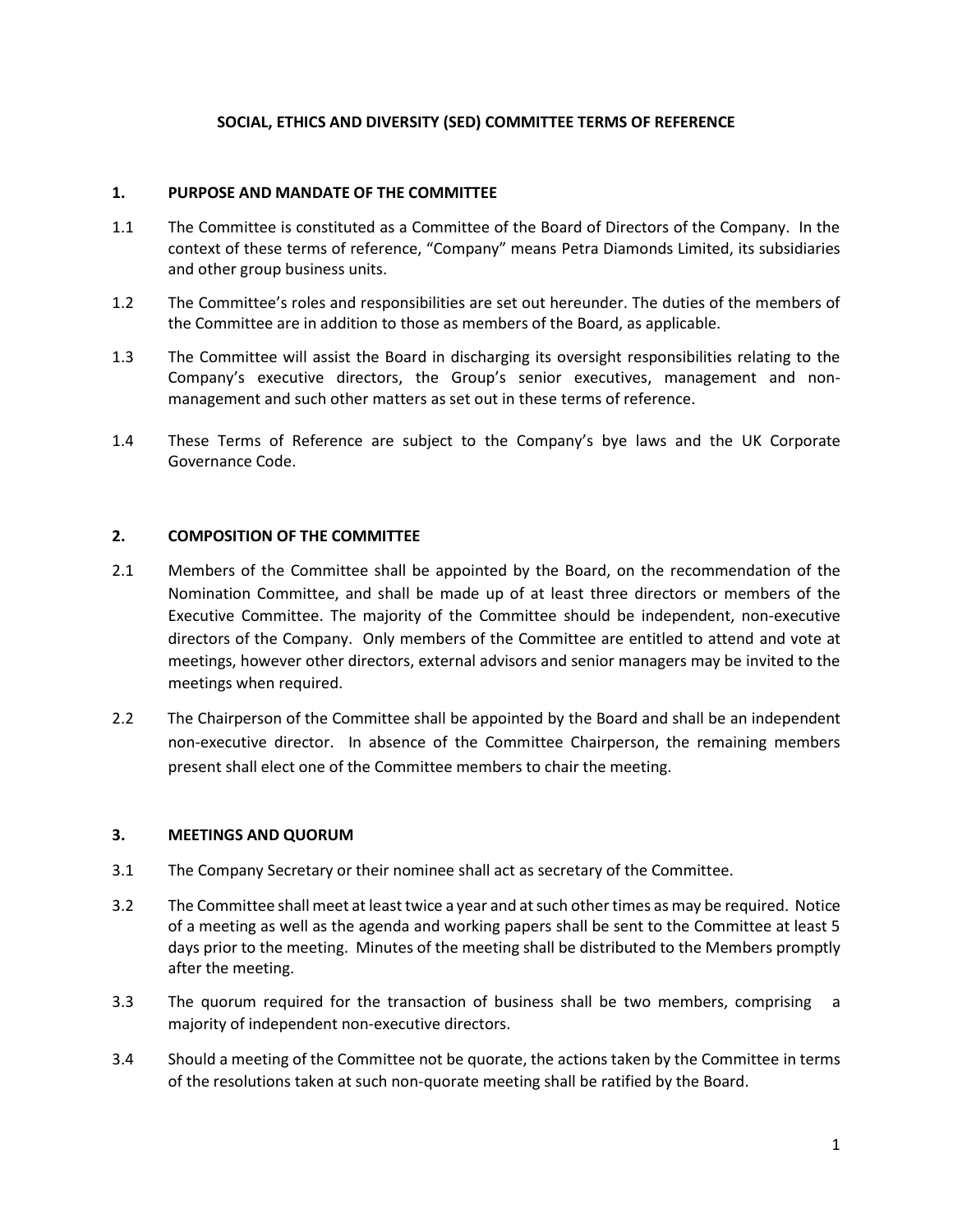# SOCIAL, ETHICS AND DIVERSITY (SED) COMMITTEE TERMS OF REFERENCE

## 1. PURPOSE AND MANDATE OF THE COMMITTEE

1.1 The Committee is constituted as a Committee of the Board of Directors of the Company. In the context of these terms of reference, "Company" means Petra Diamonds Limited, its subsidiaries and other group business units.

1.2 The Committee's roles and responsibilities are set out hereunder. The duties of the members of the Committee are in addition to those as members of the Board, as applicable.

1.3 The Committee will assist the Board in discharging its oversight responsibilities relating to the Company's executive directors, the Group's senior executives, management and non-management and such other matters as set out in these terms of reference.

1.4 These Terms of Reference are subject to the Company's bye laws and the UK Corporate Governance Code.

## 2. COMPOSITION OF THE COMMITTEE

2.1 Members of the Committee shall be appointed by the Board, on the recommendation of the Nomination Committee, and shall be made up of at least three directors or members of the Executive Committee. The majority of the Committee should be independent, non-executive directors of the Company. Only members of the Committee are entitled to attend and vote at meetings, however other directors, external advisors and senior managers may be invited to the meetings when required.

2.2 The Chairperson of the Committee shall be appointed by the Board and shall be an independent non-executive director. In absence of the Committee Chairperson, the remaining members present shall elect one of the Committee members to chair the meeting.

## 3. MEETINGS AND QUORUM

3.1 The Company Secretary or their nominee shall act as secretary of the Committee.

3.2 The Committee shall meet at least twice a year and at such other times as may be required. Notice of a meeting as well as the agenda and working papers shall be sent to the Committee at least 5 days prior to the meeting. Minutes of the meeting shall be distributed to the Members promptly after the meeting.

3.3 The quorum required for the transaction of business shall be two members, comprising a majority of independent non-executive directors.

3.4 Should a meeting of the Committee not be quorate, the actions taken by the Committee in terms of the resolutions taken at such non-quorate meeting shall be ratified by the Board.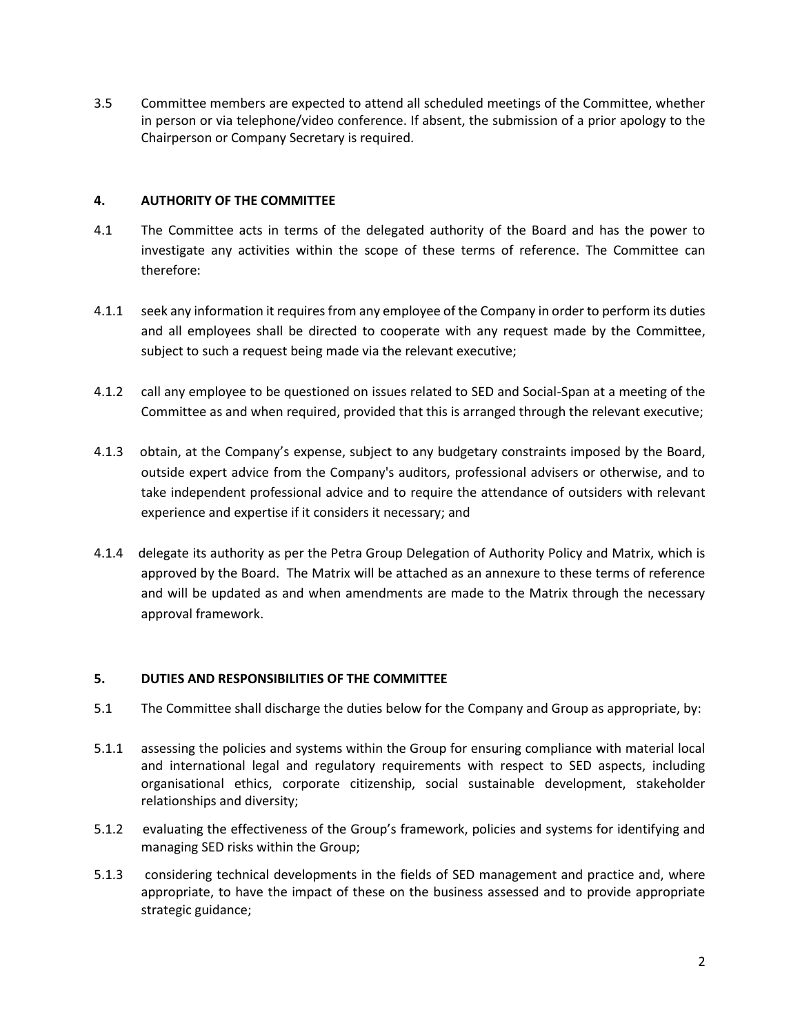3.5 Committee members are expected to attend all scheduled meetings of the Committee, whether in person or via telephone/video conference. If absent, the submission of a prior apology to the Chairperson or Company Secretary is required.

## 4. AUTHORITY OF THE COMMITTEE

4.1 The Committee acts in terms of the delegated authority of the Board and has the power to investigate any activities within the scope of these terms of reference. The Committee can therefore:

4.1.1 seek any information it requires from any employee of the Company in order to perform its duties and all employees shall be directed to cooperate with any request made by the Committee, subject to such a request being made via the relevant executive;

4.1.2 call any employee to be questioned on issues related to SED and Social-Span at a meeting of the Committee as and when required, provided that this is arranged through the relevant executive;

4.1.3 obtain, at the Company's expense, subject to any budgetary constraints imposed by the Board, outside expert advice from the Company's auditors, professional advisers or otherwise, and to take independent professional advice and to require the attendance of outsiders with relevant experience and expertise if it considers it necessary; and

4.1.4 delegate its authority as per the Petra Group Delegation of Authority Policy and Matrix, which is approved by the Board. The Matrix will be attached as an annexure to these terms of reference and will be updated as and when amendments are made to the Matrix through the necessary approval framework.

## 5. DUTIES AND RESPONSIBILITIES OF THE COMMITTEE

5.1 The Committee shall discharge the duties below for the Company and Group as appropriate, by:

5.1.1 assessing the policies and systems within the Group for ensuring compliance with material local and international legal and regulatory requirements with respect to SED aspects, including organisational ethics, corporate citizenship, social sustainable development, stakeholder relationships and diversity;

5.1.2 evaluating the effectiveness of the Group's framework, policies and systems for identifying and managing SED risks within the Group;

5.1.3 considering technical developments in the fields of SED management and practice and, where appropriate, to have the impact of these on the business assessed and to provide appropriate strategic guidance;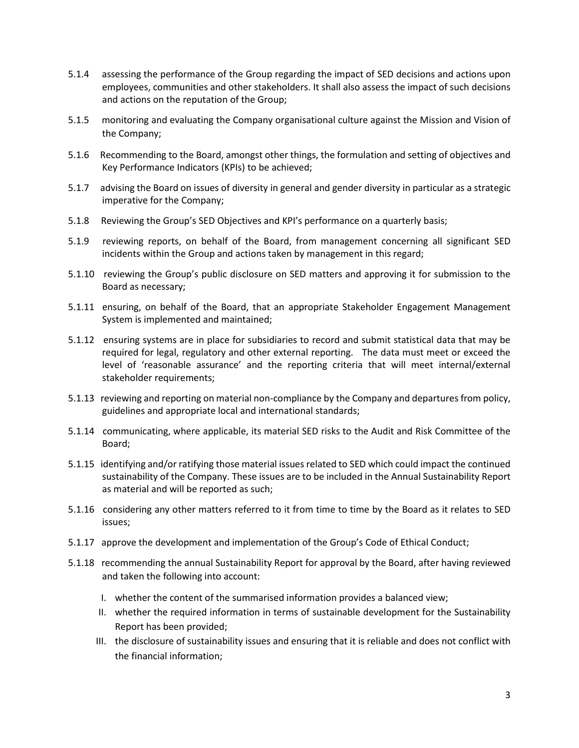5.1.4 assessing the performance of the Group regarding the impact of SED decisions and actions upon employees, communities and other stakeholders. It shall also assess the impact of such decisions and actions on the reputation of the Group;

5.1.5 monitoring and evaluating the Company organisational culture against the Mission and Vision of the Company;

5.1.6 Recommending to the Board, amongst other things, the formulation and setting of objectives and Key Performance Indicators (KPIs) to be achieved;

5.1.7 advising the Board on issues of diversity in general and gender diversity in particular as a strategic imperative for the Company;

5.1.8 Reviewing the Group's SED Objectives and KPI's performance on a quarterly basis;

5.1.9 reviewing reports, on behalf of the Board, from management concerning all significant SED incidents within the Group and actions taken by management in this regard;

5.1.10 reviewing the Group's public disclosure on SED matters and approving it for submission to the Board as necessary;

5.1.11 ensuring, on behalf of the Board, that an appropriate Stakeholder Engagement Management System is implemented and maintained;

5.1.12 ensuring systems are in place for subsidiaries to record and submit statistical data that may be required for legal, regulatory and other external reporting. The data must meet or exceed the level of 'reasonable assurance' and the reporting criteria that will meet internal/external stakeholder requirements;

5.1.13 reviewing and reporting on material non-compliance by the Company and departures from policy, guidelines and appropriate local and international standards;

5.1.14 communicating, where applicable, its material SED risks to the Audit and Risk Committee of the Board;

5.1.15 identifying and/or ratifying those material issues related to SED which could impact the continued sustainability of the Company. These issues are to be included in the Annual Sustainability Report as material and will be reported as such;

5.1.16 considering any other matters referred to it from time to time by the Board as it relates to SED issues;

5.1.17 approve the development and implementation of the Group's Code of Ethical Conduct;

5.1.18 recommending the annual Sustainability Report for approval by the Board, after having reviewed and taken the following into account:

I. whether the content of the summarised information provides a balanced view;

II. whether the required information in terms of sustainable development for the Sustainability Report has been provided;

III. the disclosure of sustainability issues and ensuring that it is reliable and does not conflict with the financial information;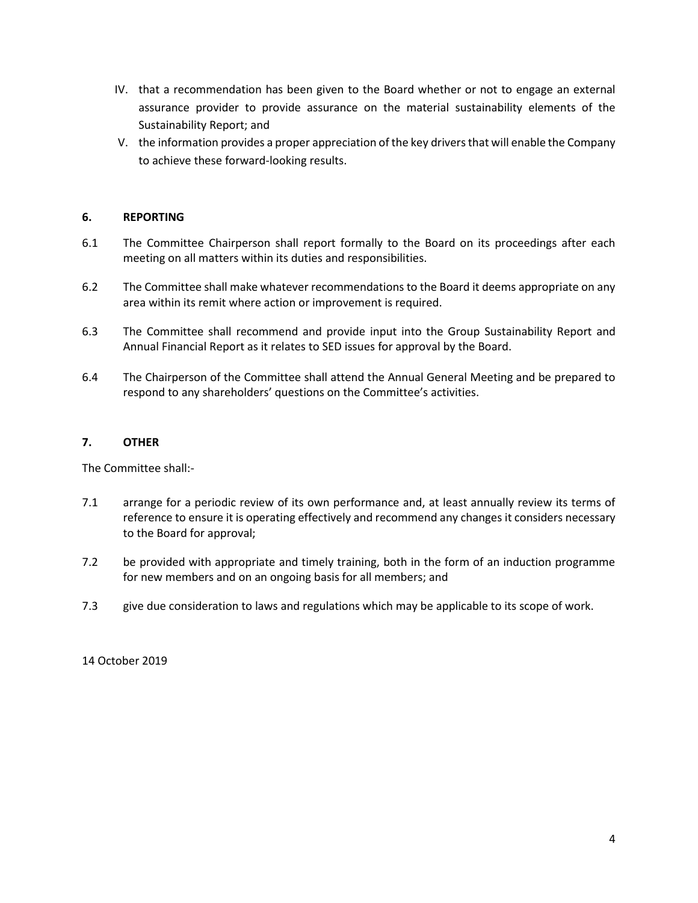IV. that a recommendation has been given to the Board whether or not to engage an external assurance provider to provide assurance on the material sustainability elements of the Sustainability Report; and

V. the information provides a proper appreciation of the key drivers that will enable the Company to achieve these forward-looking results.

## 6. REPORTING

6.1 The Committee Chairperson shall report formally to the Board on its proceedings after each meeting on all matters within its duties and responsibilities.

6.2 The Committee shall make whatever recommendations to the Board it deems appropriate on any area within its remit where action or improvement is required.

6.3 The Committee shall recommend and provide input into the Group Sustainability Report and Annual Financial Report as it relates to SED issues for approval by the Board.

6.4 The Chairperson of the Committee shall attend the Annual General Meeting and be prepared to respond to any shareholders' questions on the Committee's activities.

## 7. OTHER

The Committee shall:-

7.1 arrange for a periodic review of its own performance and, at least annually review its terms of reference to ensure it is operating effectively and recommend any changes it considers necessary to the Board for approval;

7.2 be provided with appropriate and timely training, both in the form of an induction programme for new members and on an ongoing basis for all members; and

7.3 give due consideration to laws and regulations which may be applicable to its scope of work.

14 October 2019